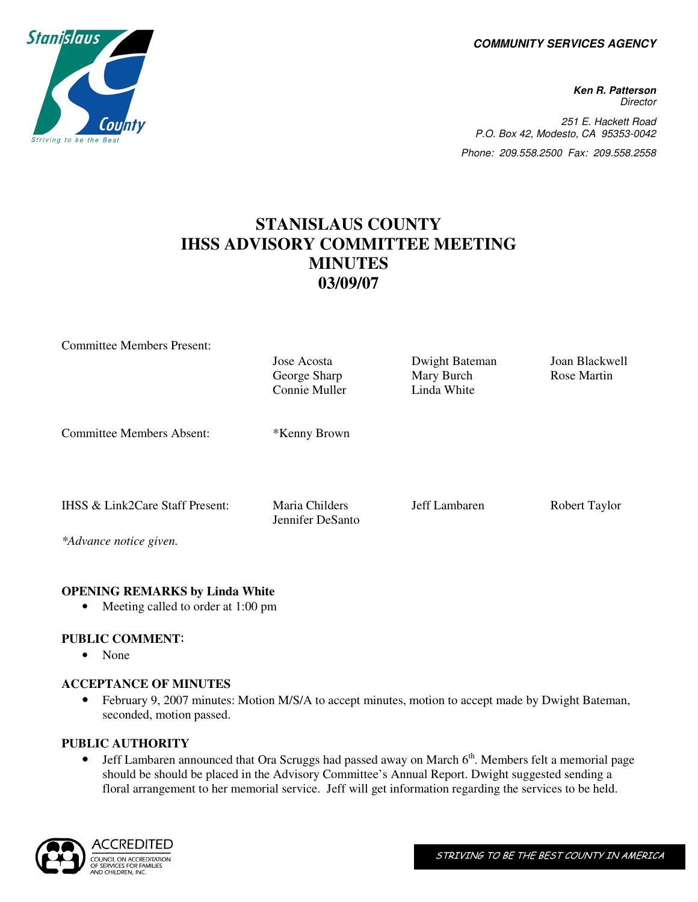**COMMUNITY SERVICES AGENCY**

**Ken R. Patterson**
*Director*

251 E. Hackett Road
P.O. Box 42, Modesto, CA 95353-0042

Phone: 209.558.2500 Fax: 209.558.2558

# STANISLAUS COUNTY
# IHSS ADVISORY COMMITTEE MEETING
# MINUTES
# 03/09/07

| | | | |
|---|---|---|---|
| Committee Members Present: | Jose Acosta | Dwight Bateman | Joan Blackwell |
| | George Sharp | Mary Burch | Rose Martin |
| | Connie Muller | Linda White | |
| Committee Members Absent: | *Kenny Brown | | |
| IHSS & Link2Care Staff Present: | Maria Childers | Jeff Lambaren | Robert Taylor |
| | Jennifer DeSanto | | |

*\*Advance notice given.*

**OPENING REMARKS by Linda White**
- Meeting called to order at 1:00 pm

**PUBLIC COMMENT:**
- None

**ACCEPTANCE OF MINUTES**
- February 9, 2007 minutes: Motion M/S/A to accept minutes, motion to accept made by Dwight Bateman, seconded, motion passed.

**PUBLIC AUTHORITY**
- Jeff Lambaren announced that Ora Scruggs had passed away on March 6th. Members felt a memorial page should be should be placed in the Advisory Committee's Annual Report. Dwight suggested sending a floral arrangement to her memorial service. Jeff will get information regarding the services to be held.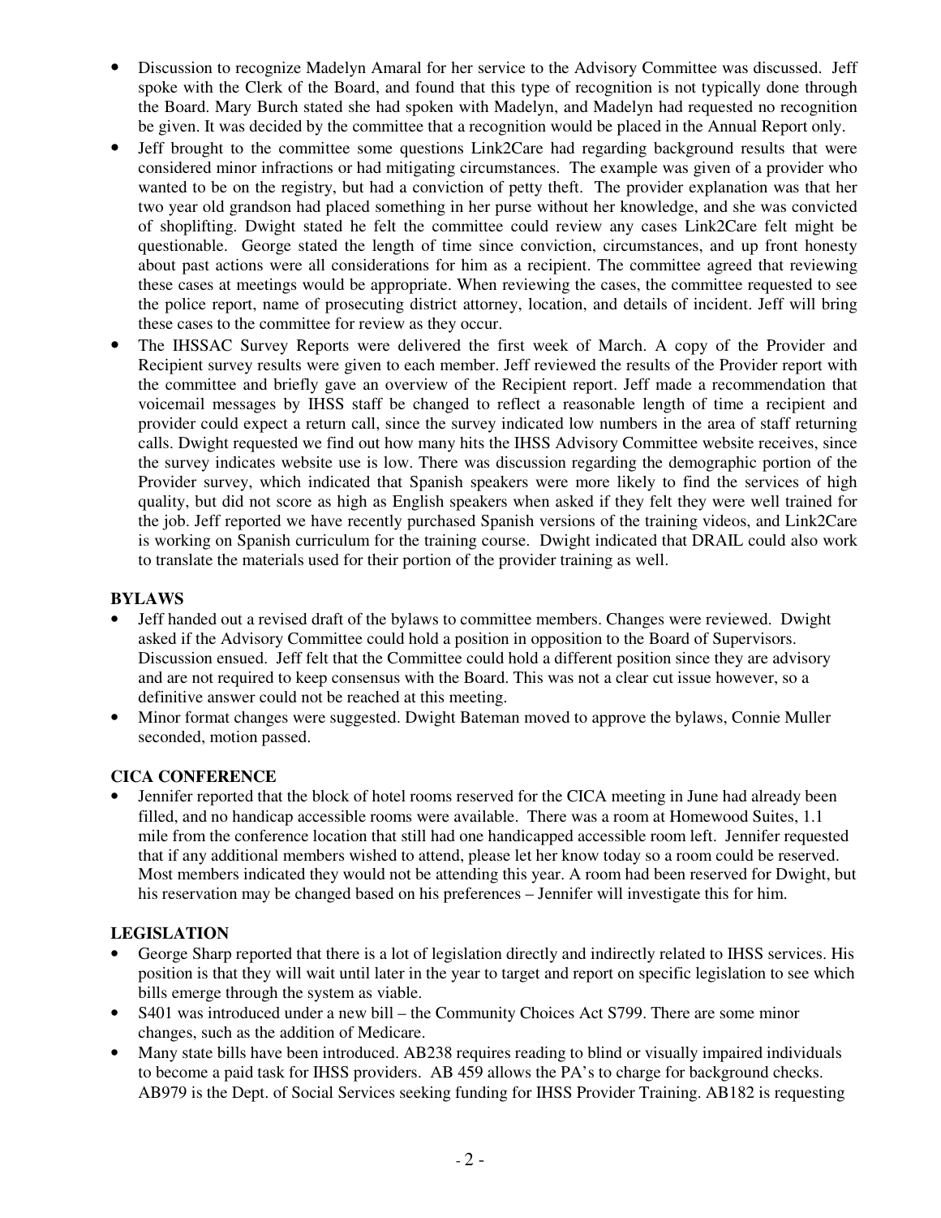- Discussion to recognize Madelyn Amaral for her service to the Advisory Committee was discussed. Jeff spoke with the Clerk of the Board, and found that this type of recognition is not typically done through the Board. Mary Burch stated she had spoken with Madelyn, and Madelyn had requested no recognition be given. It was decided by the committee that a recognition would be placed in the Annual Report only.
- Jeff brought to the committee some questions Link2Care had regarding background results that were considered minor infractions or had mitigating circumstances. The example was given of a provider who wanted to be on the registry, but had a conviction of petty theft. The provider explanation was that her two year old grandson had placed something in her purse without her knowledge, and she was convicted of shoplifting. Dwight stated he felt the committee could review any cases Link2Care felt might be questionable. George stated the length of time since conviction, circumstances, and up front honesty about past actions were all considerations for him as a recipient. The committee agreed that reviewing these cases at meetings would be appropriate. When reviewing the cases, the committee requested to see the police report, name of prosecuting district attorney, location, and details of incident. Jeff will bring these cases to the committee for review as they occur.
- The IHSSAC Survey Reports were delivered the first week of March. A copy of the Provider and Recipient survey results were given to each member. Jeff reviewed the results of the Provider report with the committee and briefly gave an overview of the Recipient report. Jeff made a recommendation that voicemail messages by IHSS staff be changed to reflect a reasonable length of time a recipient and provider could expect a return call, since the survey indicated low numbers in the area of staff returning calls. Dwight requested we find out how many hits the IHSS Advisory Committee website receives, since the survey indicates website use is low. There was discussion regarding the demographic portion of the Provider survey, which indicated that Spanish speakers were more likely to find the services of high quality, but did not score as high as English speakers when asked if they felt they were well trained for the job. Jeff reported we have recently purchased Spanish versions of the training videos, and Link2Care is working on Spanish curriculum for the training course. Dwight indicated that DRAIL could also work to translate the materials used for their portion of the provider training as well.

**BYLAWS**

- Jeff handed out a revised draft of the bylaws to committee members. Changes were reviewed. Dwight asked if the Advisory Committee could hold a position in opposition to the Board of Supervisors. Discussion ensued. Jeff felt that the Committee could hold a different position since they are advisory and are not required to keep consensus with the Board. This was not a clear cut issue however, so a definitive answer could not be reached at this meeting.
- Minor format changes were suggested. Dwight Bateman moved to approve the bylaws, Connie Muller seconded, motion passed.

**CICA CONFERENCE**

- Jennifer reported that the block of hotel rooms reserved for the CICA meeting in June had already been filled, and no handicap accessible rooms were available. There was a room at Homewood Suites, 1.1 mile from the conference location that still had one handicapped accessible room left. Jennifer requested that if any additional members wished to attend, please let her know today so a room could be reserved. Most members indicated they would not be attending this year. A room had been reserved for Dwight, but his reservation may be changed based on his preferences – Jennifer will investigate this for him.

**LEGISLATION**

- George Sharp reported that there is a lot of legislation directly and indirectly related to IHSS services. His position is that they will wait until later in the year to target and report on specific legislation to see which bills emerge through the system as viable.
- S401 was introduced under a new bill – the Community Choices Act S799. There are some minor changes, such as the addition of Medicare.
- Many state bills have been introduced. AB238 requires reading to blind or visually impaired individuals to become a paid task for IHSS providers. AB 459 allows the PA's to charge for background checks. AB979 is the Dept. of Social Services seeking funding for IHSS Provider Training. AB182 is requesting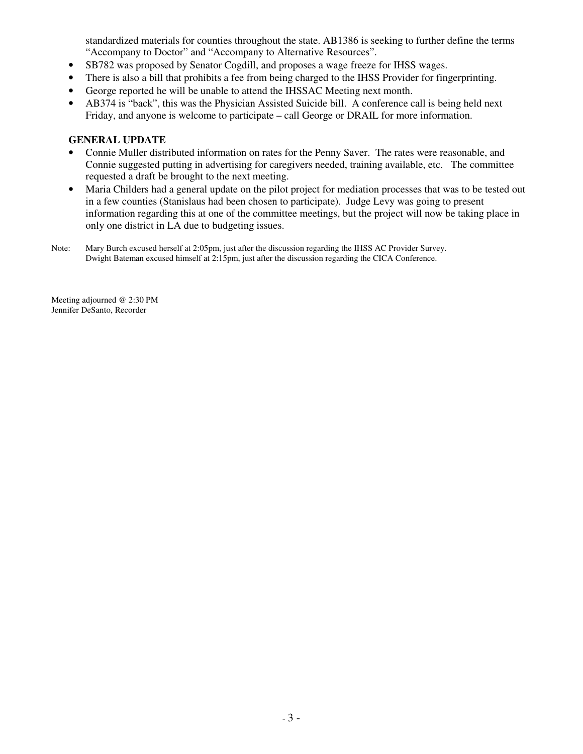standardized materials for counties throughout the state. AB1386 is seeking to further define the terms "Accompany to Doctor" and "Accompany to Alternative Resources".

- SB782 was proposed by Senator Cogdill, and proposes a wage freeze for IHSS wages.
- There is also a bill that prohibits a fee from being charged to the IHSS Provider for fingerprinting.
- George reported he will be unable to attend the IHSSAC Meeting next month.
- AB374 is "back", this was the Physician Assisted Suicide bill. A conference call is being held next Friday, and anyone is welcome to participate – call George or DRAIL for more information.

**GENERAL UPDATE**

- Connie Muller distributed information on rates for the Penny Saver. The rates were reasonable, and Connie suggested putting in advertising for caregivers needed, training available, etc. The committee requested a draft be brought to the next meeting.
- Maria Childers had a general update on the pilot project for mediation processes that was to be tested out in a few counties (Stanislaus had been chosen to participate). Judge Levy was going to present information regarding this at one of the committee meetings, but the project will now be taking place in only one district in LA due to budgeting issues.

Note: Mary Burch excused herself at 2:05pm, just after the discussion regarding the IHSS AC Provider Survey.
Dwight Bateman excused himself at 2:15pm, just after the discussion regarding the CICA Conference.

Meeting adjourned @ 2:30 PM
Jennifer DeSanto, Recorder